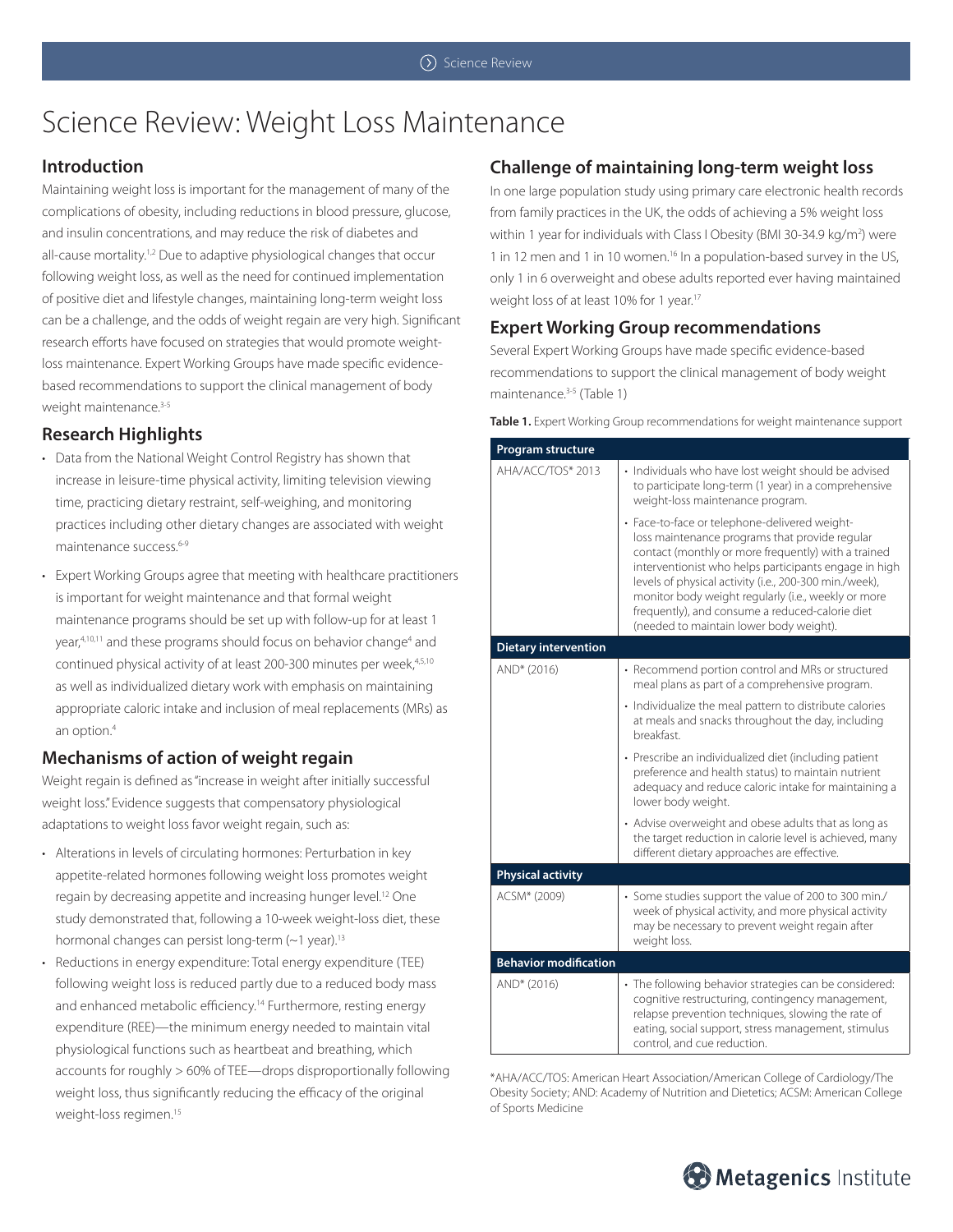# Science Review: Weight Loss Maintenance

## Introduction

Maintaining weight loss is important for the management of many of the complications of obesity, including reductions in blood pressure, glucose, and insulin concentrations, and may reduce the risk of diabetes and all-cause mortality.[1,2] Due to adaptive physiological changes that occur following weight loss, as well as the need for continued implementation of positive diet and lifestyle changes, maintaining long-term weight loss can be a challenge, and the odds of weight regain are very high. Significant research efforts have focused on strategies that would promote weight-loss maintenance. Expert Working Groups have made specific evidence-based recommendations to support the clinical management of body weight maintenance.[3-5]

## Research Highlights

- Data from the National Weight Control Registry has shown that increase in leisure-time physical activity, limiting television viewing time, practicing dietary restraint, self-weighing, and monitoring practices including other dietary changes are associated with weight maintenance success.[6-9]
- Expert Working Groups agree that meeting with healthcare practitioners is important for weight maintenance and that formal weight maintenance programs should be set up with follow-up for at least 1 year,[4,10,11] and these programs should focus on behavior change[4] and continued physical activity of at least 200-300 minutes per week,[4,5,10] as well as individualized dietary work with emphasis on maintaining appropriate caloric intake and inclusion of meal replacements (MRs) as an option.[4]

## Mechanisms of action of weight regain

Weight regain is defined as "increase in weight after initially successful weight loss." Evidence suggests that compensatory physiological adaptations to weight loss favor weight regain, such as:

- Alterations in levels of circulating hormones: Perturbation in key appetite-related hormones following weight loss promotes weight regain by decreasing appetite and increasing hunger level.[12] One study demonstrated that, following a 10-week weight-loss diet, these hormonal changes can persist long-term (~1 year).[13]
- Reductions in energy expenditure: Total energy expenditure (TEE) following weight loss is reduced partly due to a reduced body mass and enhanced metabolic efficiency.[14] Furthermore, resting energy expenditure (REE)—the minimum energy needed to maintain vital physiological functions such as heartbeat and breathing, which accounts for roughly > 60% of TEE—drops disproportionally following weight loss, thus significantly reducing the efficacy of the original weight-loss regimen.[15]

## Challenge of maintaining long-term weight loss

In one large population study using primary care electronic health records from family practices in the UK, the odds of achieving a 5% weight loss within 1 year for individuals with Class I Obesity (BMI 30-34.9 kg/m$^2$) were 1 in 12 men and 1 in 10 women.[16] In a population-based survey in the US, only 1 in 6 overweight and obese adults reported ever having maintained weight loss of at least 10% for 1 year.[17]

## Expert Working Group recommendations

Several Expert Working Groups have made specific evidence-based recommendations to support the clinical management of body weight maintenance.[3-5] (Table 1)

**Table 1.** Expert Working Group recommendations for weight maintenance support

| **Program structure** | |
|---|---|
| AHA/ACC/TOS* 2013 | • Individuals who have lost weight should be advised to participate long-term (1 year) in a comprehensive weight-loss maintenance program. |
| | • Face-to-face or telephone-delivered weight-loss maintenance programs that provide regular contact (monthly or more frequently) with a trained interventionist who helps participants engage in high levels of physical activity (i.e., 200-300 min./week), monitor body weight regularly (i.e., weekly or more frequently), and consume a reduced-calorie diet (needed to maintain lower body weight). |
| **Dietary intervention** | |
| AND* (2016) | • Recommend portion control and MRs or structured meal plans as part of a comprehensive program. |
| | • Individualize the meal pattern to distribute calories at meals and snacks throughout the day, including breakfast. |
| | • Prescribe an individualized diet (including patient preference and health status) to maintain nutrient adequacy and reduce caloric intake for maintaining a lower body weight. |
| | • Advise overweight and obese adults that as long as the target reduction in calorie level is achieved, many different dietary approaches are effective. |
| **Physical activity** | |
| ACSM* (2009) | • Some studies support the value of 200 to 300 min./week of physical activity, and more physical activity may be necessary to prevent weight regain after weight loss. |
| **Behavior modification** | |
| AND* (2016) | • The following behavior strategies can be considered: cognitive restructuring, contingency management, relapse prevention techniques, slowing the rate of eating, social support, stress management, stimulus control, and cue reduction. |

*AHA/ACC/TOS: American Heart Association/American College of Cardiology/The Obesity Society; AND: Academy of Nutrition and Dietetics; ACSM: American College of Sports Medicine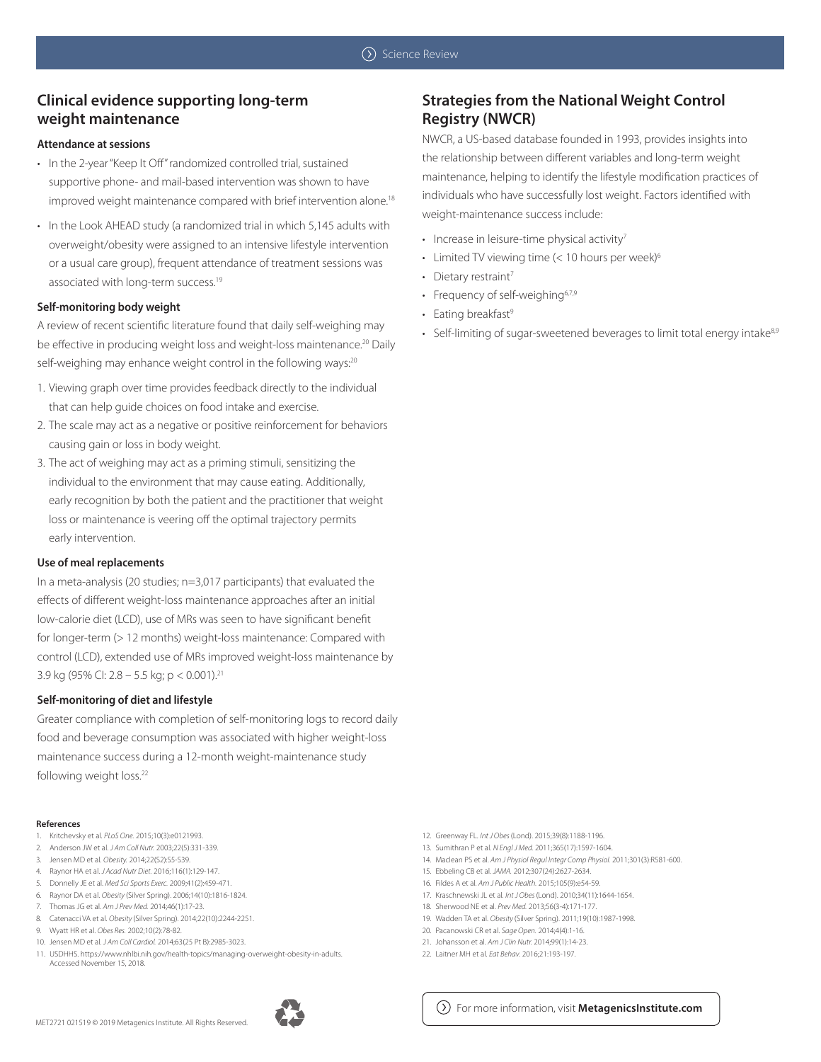## Clinical evidence supporting long-term weight maintenance

### Attendance at sessions

- In the 2-year "Keep It Off" randomized controlled trial, sustained supportive phone- and mail-based intervention was shown to have improved weight maintenance compared with brief intervention alone.[18]
- In the Look AHEAD study (a randomized trial in which 5,145 adults with overweight/obesity were assigned to an intensive lifestyle intervention or a usual care group), frequent attendance of treatment sessions was associated with long-term success.[19]

### Self-monitoring body weight

A review of recent scientific literature found that daily self-weighing may be effective in producing weight loss and weight-loss maintenance.[20] Daily self-weighing may enhance weight control in the following ways:[20]

1. Viewing graph over time provides feedback directly to the individual that can help guide choices on food intake and exercise.
2. The scale may act as a negative or positive reinforcement for behaviors causing gain or loss in body weight.
3. The act of weighing may act as a priming stimuli, sensitizing the individual to the environment that may cause eating. Additionally, early recognition by both the patient and the practitioner that weight loss or maintenance is veering off the optimal trajectory permits early intervention.

### Use of meal replacements

In a meta-analysis (20 studies; n=3,017 participants) that evaluated the effects of different weight-loss maintenance approaches after an initial low-calorie diet (LCD), use of MRs was seen to have significant benefit for longer-term (> 12 months) weight-loss maintenance: Compared with control (LCD), extended use of MRs improved weight-loss maintenance by 3.9 kg (95% CI: 2.8 – 5.5 kg; $p < 0.001$).[21]

### Self-monitoring of diet and lifestyle

Greater compliance with completion of self-monitoring logs to record daily food and beverage consumption was associated with higher weight-loss maintenance success during a 12-month weight-maintenance study following weight loss.[22]

## Strategies from the National Weight Control Registry (NWCR)

NWCR, a US-based database founded in 1993, provides insights into the relationship between different variables and long-term weight maintenance, helping to identify the lifestyle modification practices of individuals who have successfully lost weight. Factors identified with weight-maintenance success include:

- Increase in leisure-time physical activity[7]
- Limited TV viewing time (< 10 hours per week)[6]
- Dietary restraint[7]
- Frequency of self-weighing[6,7,9]
- Eating breakfast[9]
- Self-limiting of sugar-sweetened beverages to limit total energy intake[8,9]

**References**

1. Kritchevsky et al. *PLoS One.* 2015;10(3):e0121993.
2. Anderson JW et al. *J Am Coll Nutr.* 2003;22(5):331-339.
3. Jensen MD et al. *Obesity.* 2014;22(S2):S5-S39.
4. Raynor HA et al. *J Acad Nutr Diet.* 2016;116(1):129-147.
5. Donnelly JE et al. *Med Sci Sports Exerc.* 2009;41(2):459-471.
6. Raynor DA et al. *Obesity* (Silver Spring). 2006;14(10):1816-1824.
7. Thomas JG et al. *Am J Prev Med.* 2014;46(1):17-23.
8. Catenacci VA et al. *Obesity* (Silver Spring). 2014;22(10):2244-2251.
9. Wyatt HR et al. *Obes Res.* 2002;10(2):78-82.
10. Jensen MD et al. *J Am Coll Cardiol.* 2014;63(25 Pt B):2985-3023.
11. USDHHS. https://www.nhlbi.nih.gov/health-topics/managing-overweight-obesity-in-adults. Accessed November 15, 2018.
12. Greenway FL. *Int J Obes* (Lond). 2015;39(8):1188-1196.
13. Sumithran P et al. *N Engl J Med.* 2011;365(17):1597-1604.
14. Maclean PS et al. *Am J Physiol Regul Integr Comp Physiol.* 2011;301(3):R581-600.
15. Ebbeling CB et al. *JAMA.* 2012;307(24):2627-2634.
16. Fildes A et al. *Am J Public Health.* 2015;105(9):e54-59.
17. Kraschnewski JL et al. *Int J Obes* (Lond). 2010;34(11):1644-1654.
18. Sherwood NE et al. *Prev Med.* 2013;56(3-4):171-177.
19. Wadden TA et al. *Obesity* (Silver Spring). 2011;19(10):1987-1998.
20. Pacanowski CR et al. *Sage Open.* 2014;4(4):1-16.
21. Johansson et al. *Am J Clin Nutr.* 2014;99(1):14-23.
22. Laitner MH et al. *Eat Behav.* 2016;21:193-197.

For more information, visit **MetagenicsInstitute.com**

MET2721 021519 © 2019 Metagenics Institute. All Rights Reserved.